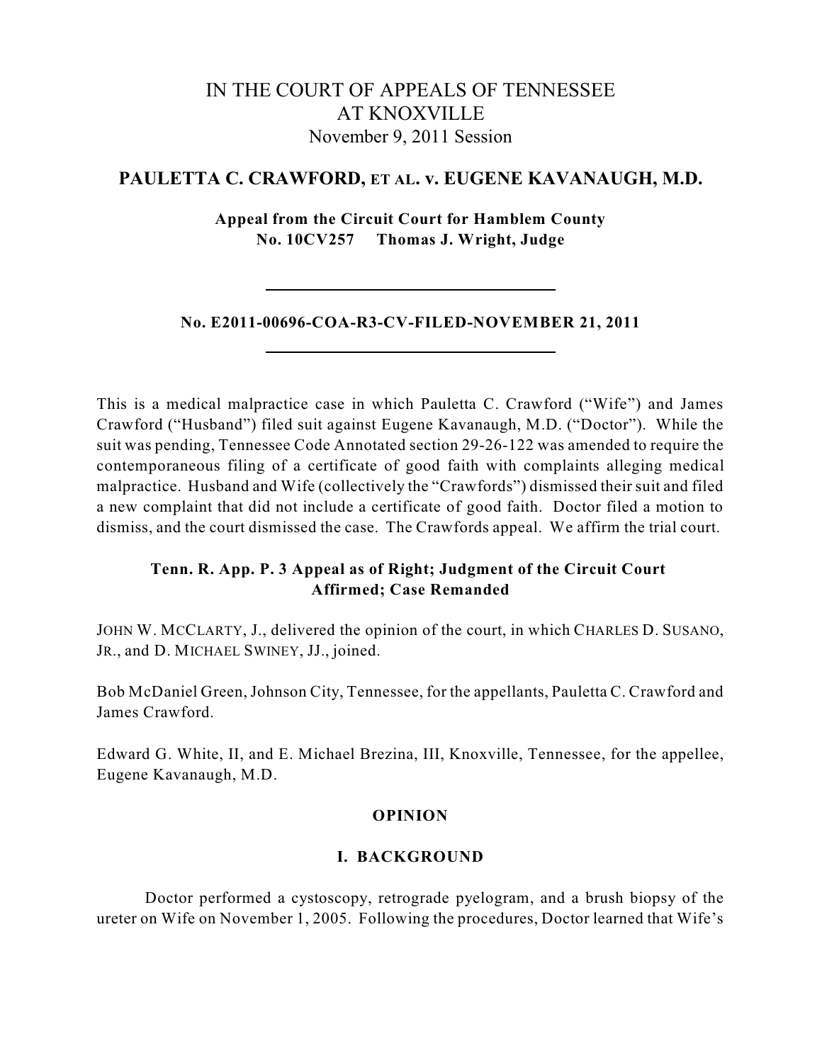# IN THE COURT OF APPEALS OF TENNESSEE AT KNOXVILLE

November 9, 2011 Session

## PAULETTA C. CRAWFORD, ET AL. v. EUGENE KAVANAUGH, M.D.

**Appeal from the Circuit Court for Hamblem County**
**No. 10CV257 Thomas J. Wright, Judge**

---

**No. E2011-00696-COA-R3-CV-FILED-NOVEMBER 21, 2011**

---

This is a medical malpractice case in which Pauletta C. Crawford ("Wife") and James Crawford ("Husband") filed suit against Eugene Kavanaugh, M.D. ("Doctor"). While the suit was pending, Tennessee Code Annotated section 29-26-122 was amended to require the contemporaneous filing of a certificate of good faith with complaints alleging medical malpractice. Husband and Wife (collectively the "Crawfords") dismissed their suit and filed a new complaint that did not include a certificate of good faith. Doctor filed a motion to dismiss, and the court dismissed the case. The Crawfords appeal. We affirm the trial court.

**Tenn. R. App. P. 3 Appeal as of Right; Judgment of the Circuit Court Affirmed; Case Remanded**

JOHN W. MCCLARTY, J., delivered the opinion of the court, in which CHARLES D. SUSANO, JR., and D. MICHAEL SWINEY, JJ., joined.

Bob McDaniel Green, Johnson City, Tennessee, for the appellants, Pauletta C. Crawford and James Crawford.

Edward G. White, II, and E. Michael Brezina, III, Knoxville, Tennessee, for the appellee, Eugene Kavanaugh, M.D.

### OPINION

### I. BACKGROUND

Doctor performed a cystoscopy, retrograde pyelogram, and a brush biopsy of the ureter on Wife on November 1, 2005. Following the procedures, Doctor learned that Wife's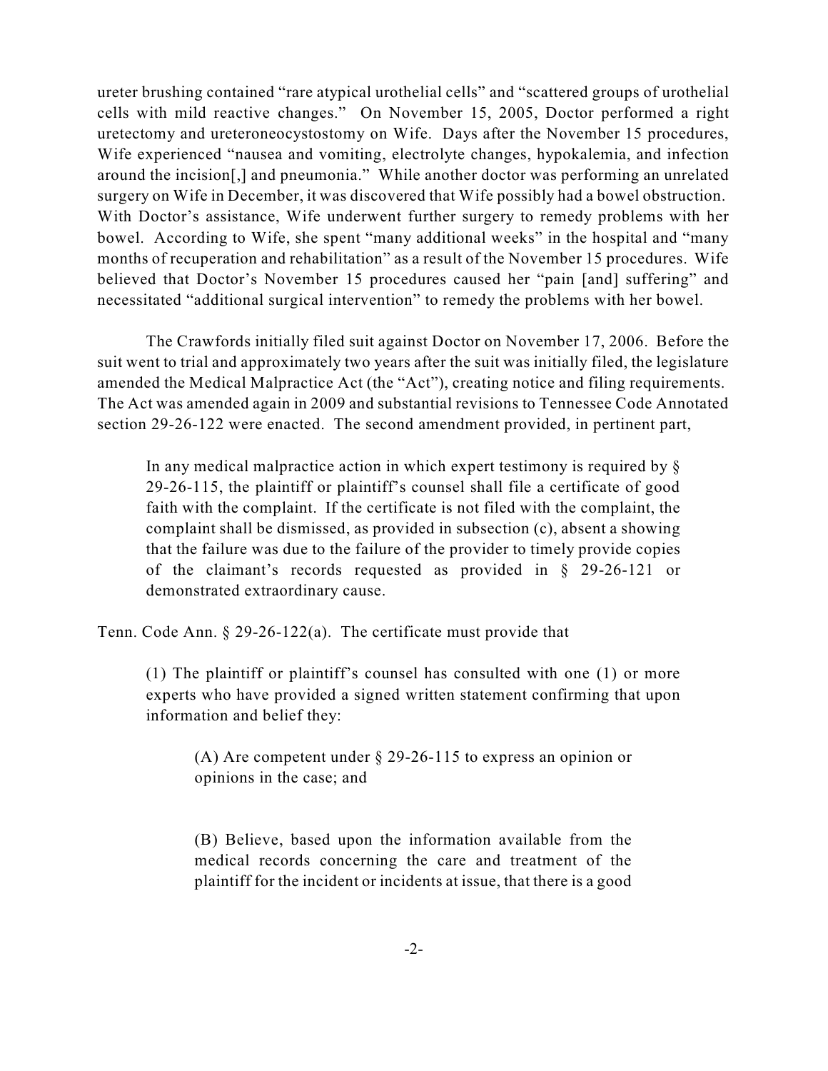ureter brushing contained "rare atypical urothelial cells" and "scattered groups of urothelial cells with mild reactive changes." On November 15, 2005, Doctor performed a right uretectomy and ureteroneocystostomy on Wife. Days after the November 15 procedures, Wife experienced "nausea and vomiting, electrolyte changes, hypokalemia, and infection around the incision[,] and pneumonia." While another doctor was performing an unrelated surgery on Wife in December, it was discovered that Wife possibly had a bowel obstruction. With Doctor's assistance, Wife underwent further surgery to remedy problems with her bowel. According to Wife, she spent "many additional weeks" in the hospital and "many months of recuperation and rehabilitation" as a result of the November 15 procedures. Wife believed that Doctor's November 15 procedures caused her "pain [and] suffering" and necessitated "additional surgical intervention" to remedy the problems with her bowel.

The Crawfords initially filed suit against Doctor on November 17, 2006. Before the suit went to trial and approximately two years after the suit was initially filed, the legislature amended the Medical Malpractice Act (the "Act"), creating notice and filing requirements. The Act was amended again in 2009 and substantial revisions to Tennessee Code Annotated section 29-26-122 were enacted. The second amendment provided, in pertinent part,

> In any medical malpractice action in which expert testimony is required by § 29-26-115, the plaintiff or plaintiff's counsel shall file a certificate of good faith with the complaint. If the certificate is not filed with the complaint, the complaint shall be dismissed, as provided in subsection (c), absent a showing that the failure was due to the failure of the provider to timely provide copies of the claimant's records requested as provided in § 29-26-121 or demonstrated extraordinary cause.

Tenn. Code Ann. § 29-26-122(a). The certificate must provide that

> (1) The plaintiff or plaintiff's counsel has consulted with one (1) or more experts who have provided a signed written statement confirming that upon information and belief they:
>
> > (A) Are competent under § 29-26-115 to express an opinion or opinions in the case; and
> >
> > (B) Believe, based upon the information available from the medical records concerning the care and treatment of the plaintiff for the incident or incidents at issue, that there is a good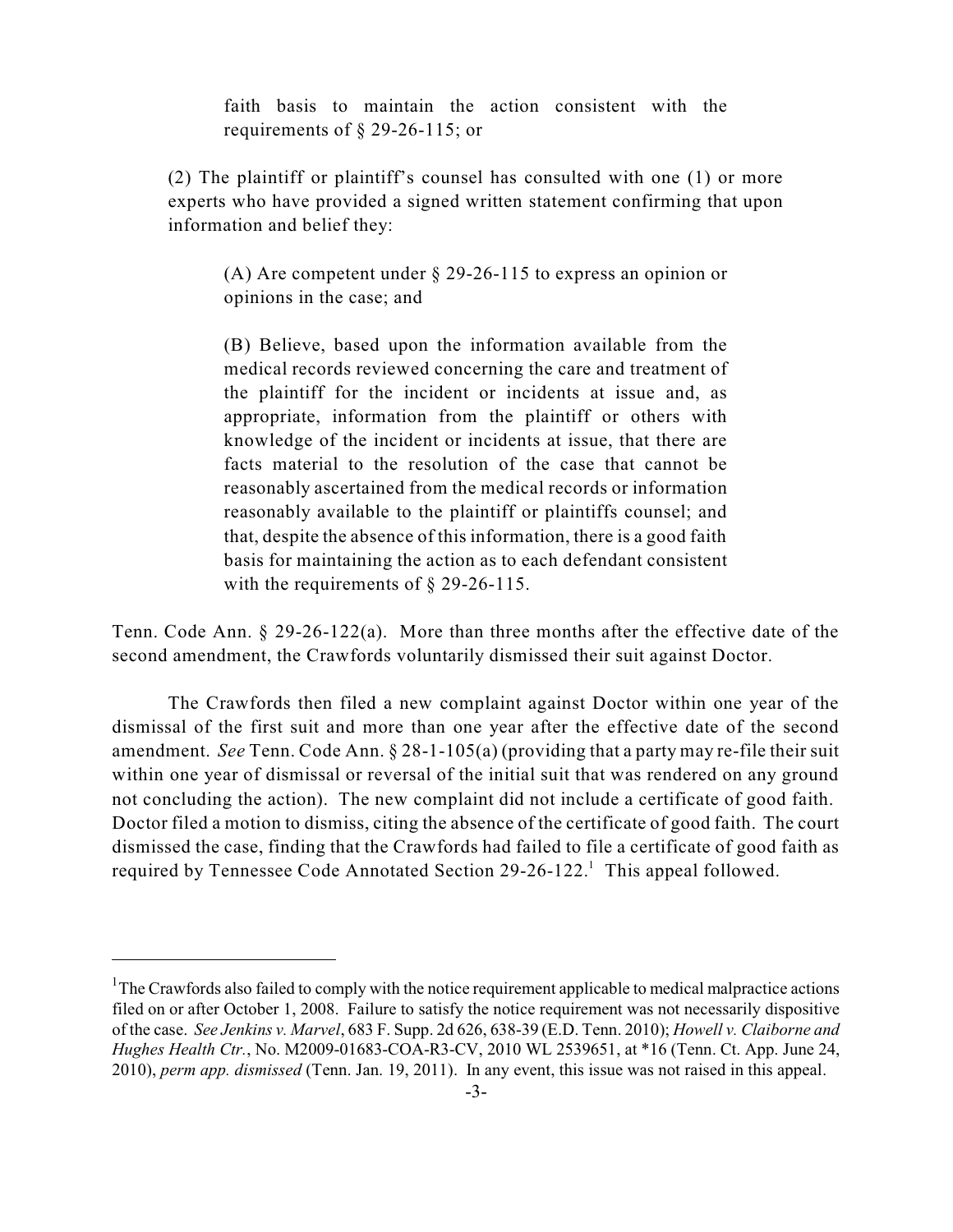> faith basis to maintain the action consistent with the requirements of § 29-26-115; or
>
> (2) The plaintiff or plaintiff's counsel has consulted with one (1) or more experts who have provided a signed written statement confirming that upon information and belief they:
>
> > (A) Are competent under § 29-26-115 to express an opinion or opinions in the case; and
> >
> > (B) Believe, based upon the information available from the medical records reviewed concerning the care and treatment of the plaintiff for the incident or incidents at issue and, as appropriate, information from the plaintiff or others with knowledge of the incident or incidents at issue, that there are facts material to the resolution of the case that cannot be reasonably ascertained from the medical records or information reasonably available to the plaintiff or plaintiffs counsel; and that, despite the absence of this information, there is a good faith basis for maintaining the action as to each defendant consistent with the requirements of § 29-26-115.

Tenn. Code Ann. § 29-26-122(a). More than three months after the effective date of the second amendment, the Crawfords voluntarily dismissed their suit against Doctor.

The Crawfords then filed a new complaint against Doctor within one year of the dismissal of the first suit and more than one year after the effective date of the second amendment. *See* Tenn. Code Ann. § 28-1-105(a) (providing that a party may re-file their suit within one year of dismissal or reversal of the initial suit that was rendered on any ground not concluding the action). The new complaint did not include a certificate of good faith. Doctor filed a motion to dismiss, citing the absence of the certificate of good faith. The court dismissed the case, finding that the Crawfords had failed to file a certificate of good faith as required by Tennessee Code Annotated Section 29-26-122.[1] This appeal followed.

---

[1] The Crawfords also failed to comply with the notice requirement applicable to medical malpractice actions filed on or after October 1, 2008. Failure to satisfy the notice requirement was not necessarily dispositive of the case. *See Jenkins v. Marvel*, 683 F. Supp. 2d 626, 638-39 (E.D. Tenn. 2010); *Howell v. Claiborne and Hughes Health Ctr.*, No. M2009-01683-COA-R3-CV, 2010 WL 2539651, at *16 (Tenn. Ct. App. June 24, 2010), *perm app. dismissed* (Tenn. Jan. 19, 2011). In any event, this issue was not raised in this appeal.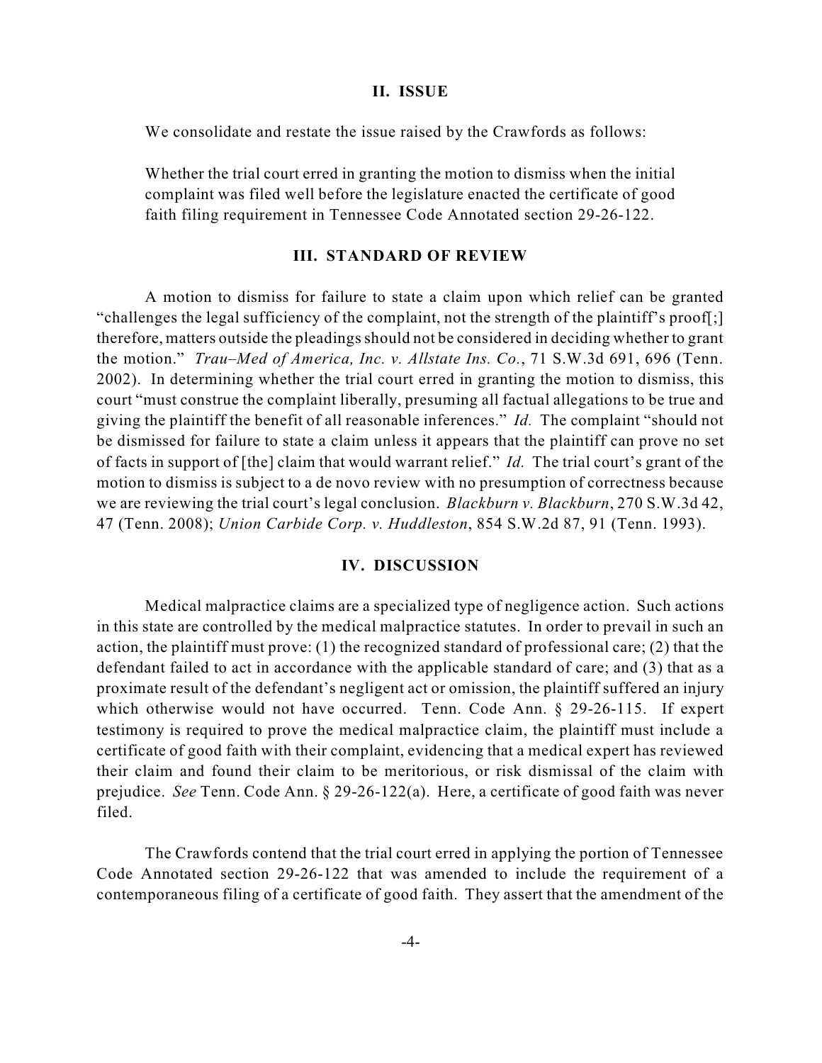## II. ISSUE

We consolidate and restate the issue raised by the Crawfords as follows:

Whether the trial court erred in granting the motion to dismiss when the initial complaint was filed well before the legislature enacted the certificate of good faith filing requirement in Tennessee Code Annotated section 29-26-122.

## III. STANDARD OF REVIEW

A motion to dismiss for failure to state a claim upon which relief can be granted "challenges the legal sufficiency of the complaint, not the strength of the plaintiff's proof[;] therefore, matters outside the pleadings should not be considered in deciding whether to grant the motion." *Trau–Med of America, Inc. v. Allstate Ins. Co.*, 71 S.W.3d 691, 696 (Tenn. 2002). In determining whether the trial court erred in granting the motion to dismiss, this court "must construe the complaint liberally, presuming all factual allegations to be true and giving the plaintiff the benefit of all reasonable inferences." *Id.* The complaint "should not be dismissed for failure to state a claim unless it appears that the plaintiff can prove no set of facts in support of [the] claim that would warrant relief." *Id.* The trial court's grant of the motion to dismiss is subject to a de novo review with no presumption of correctness because we are reviewing the trial court's legal conclusion. *Blackburn v. Blackburn*, 270 S.W.3d 42, 47 (Tenn. 2008); *Union Carbide Corp. v. Huddleston*, 854 S.W.2d 87, 91 (Tenn. 1993).

## IV. DISCUSSION

Medical malpractice claims are a specialized type of negligence action. Such actions in this state are controlled by the medical malpractice statutes. In order to prevail in such an action, the plaintiff must prove: (1) the recognized standard of professional care; (2) that the defendant failed to act in accordance with the applicable standard of care; and (3) that as a proximate result of the defendant's negligent act or omission, the plaintiff suffered an injury which otherwise would not have occurred. Tenn. Code Ann. § 29-26-115. If expert testimony is required to prove the medical malpractice claim, the plaintiff must include a certificate of good faith with their complaint, evidencing that a medical expert has reviewed their claim and found their claim to be meritorious, or risk dismissal of the claim with prejudice. *See* Tenn. Code Ann. § 29-26-122(a). Here, a certificate of good faith was never filed.

The Crawfords contend that the trial court erred in applying the portion of Tennessee Code Annotated section 29-26-122 that was amended to include the requirement of a contemporaneous filing of a certificate of good faith. They assert that the amendment of the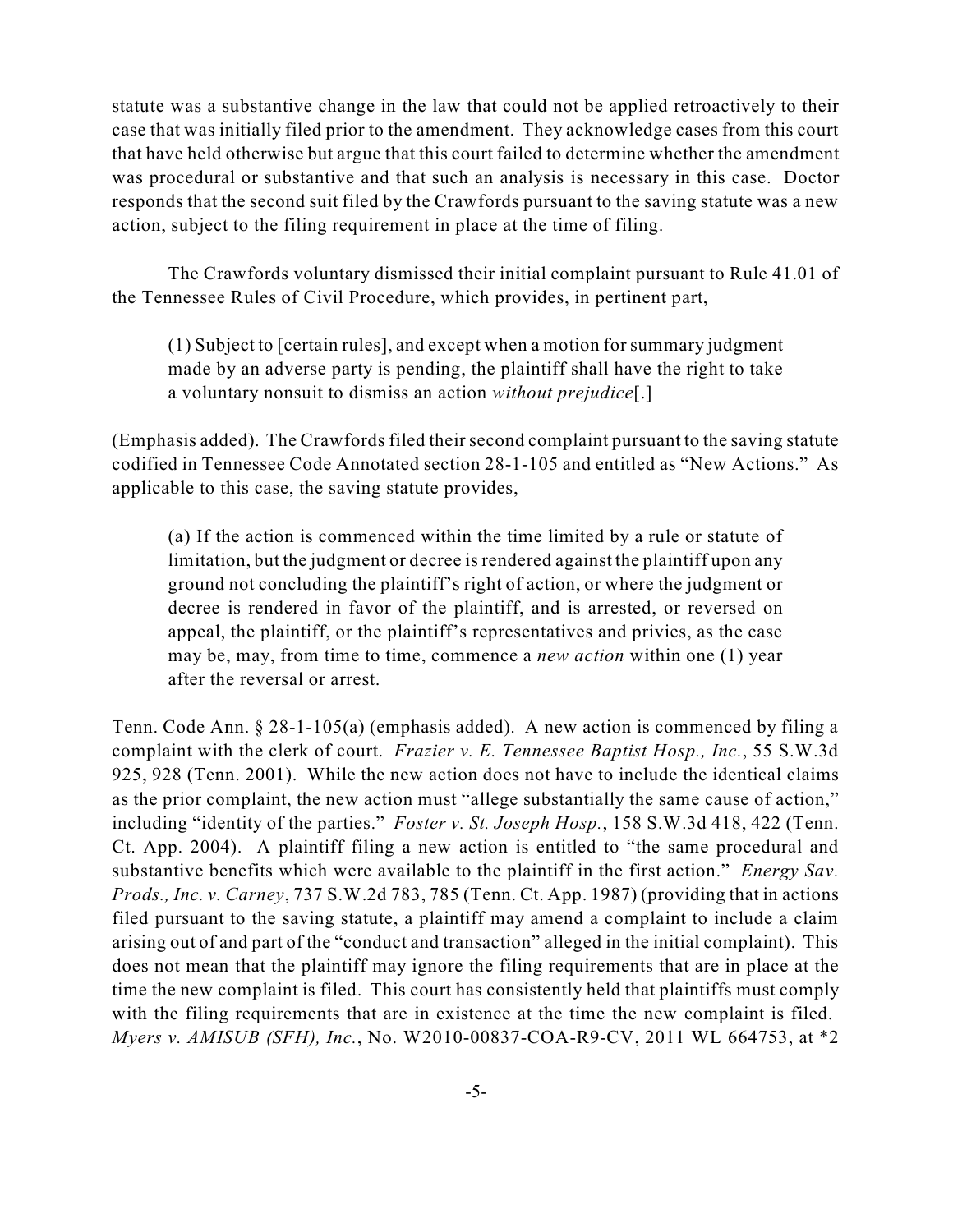statute was a substantive change in the law that could not be applied retroactively to their case that was initially filed prior to the amendment. They acknowledge cases from this court that have held otherwise but argue that this court failed to determine whether the amendment was procedural or substantive and that such an analysis is necessary in this case. Doctor responds that the second suit filed by the Crawfords pursuant to the saving statute was a new action, subject to the filing requirement in place at the time of filing.

The Crawfords voluntary dismissed their initial complaint pursuant to Rule 41.01 of the Tennessee Rules of Civil Procedure, which provides, in pertinent part,

> (1) Subject to [certain rules], and except when a motion for summary judgment made by an adverse party is pending, the plaintiff shall have the right to take a voluntary nonsuit to dismiss an action *without prejudice*[.]

(Emphasis added). The Crawfords filed their second complaint pursuant to the saving statute codified in Tennessee Code Annotated section 28-1-105 and entitled as "New Actions." As applicable to this case, the saving statute provides,

> (a) If the action is commenced within the time limited by a rule or statute of limitation, but the judgment or decree is rendered against the plaintiff upon any ground not concluding the plaintiff's right of action, or where the judgment or decree is rendered in favor of the plaintiff, and is arrested, or reversed on appeal, the plaintiff, or the plaintiff's representatives and privies, as the case may be, may, from time to time, commence a *new action* within one (1) year after the reversal or arrest.

Tenn. Code Ann. § 28-1-105(a) (emphasis added). A new action is commenced by filing a complaint with the clerk of court. *Frazier v. E. Tennessee Baptist Hosp., Inc.*, 55 S.W.3d 925, 928 (Tenn. 2001). While the new action does not have to include the identical claims as the prior complaint, the new action must "allege substantially the same cause of action," including "identity of the parties." *Foster v. St. Joseph Hosp.*, 158 S.W.3d 418, 422 (Tenn. Ct. App. 2004). A plaintiff filing a new action is entitled to "the same procedural and substantive benefits which were available to the plaintiff in the first action." *Energy Sav. Prods., Inc. v. Carney*, 737 S.W.2d 783, 785 (Tenn. Ct. App. 1987) (providing that in actions filed pursuant to the saving statute, a plaintiff may amend a complaint to include a claim arising out of and part of the "conduct and transaction" alleged in the initial complaint). This does not mean that the plaintiff may ignore the filing requirements that are in place at the time the new complaint is filed. This court has consistently held that plaintiffs must comply with the filing requirements that are in existence at the time the new complaint is filed. *Myers v. AMISUB (SFH), Inc.*, No. W2010-00837-COA-R9-CV, 2011 WL 664753, at *2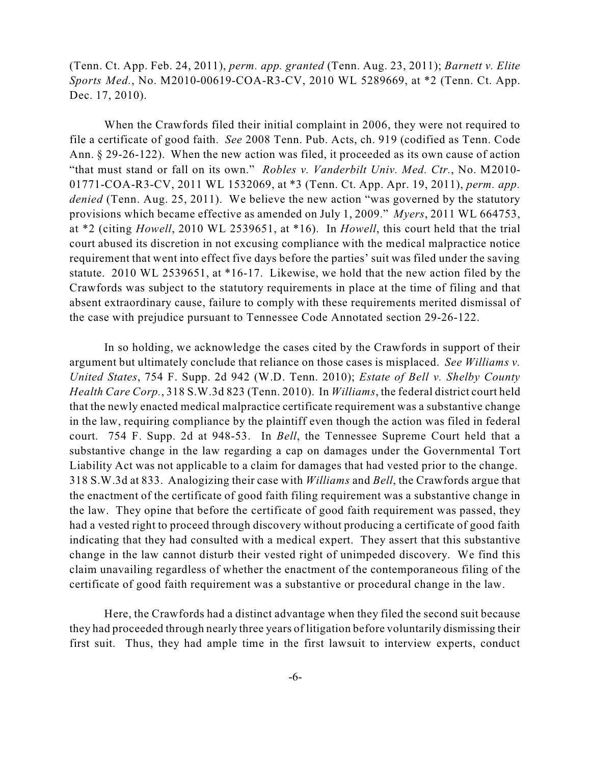(Tenn. Ct. App. Feb. 24, 2011), *perm. app. granted* (Tenn. Aug. 23, 2011); *Barnett v. Elite Sports Med.*, No. M2010-00619-COA-R3-CV, 2010 WL 5289669, at *2 (Tenn. Ct. App. Dec. 17, 2010).

When the Crawfords filed their initial complaint in 2006, they were not required to file a certificate of good faith. *See* 2008 Tenn. Pub. Acts, ch. 919 (codified as Tenn. Code Ann. § 29-26-122). When the new action was filed, it proceeded as its own cause of action "that must stand or fall on its own." *Robles v. Vanderbilt Univ. Med. Ctr.*, No. M2010-01771-COA-R3-CV, 2011 WL 1532069, at *3 (Tenn. Ct. App. Apr. 19, 2011), *perm. app. denied* (Tenn. Aug. 25, 2011). We believe the new action "was governed by the statutory provisions which became effective as amended on July 1, 2009." *Myers*, 2011 WL 664753, at *2 (citing *Howell*, 2010 WL 2539651, at *16). In *Howell*, this court held that the trial court abused its discretion in not excusing compliance with the medical malpractice notice requirement that went into effect five days before the parties' suit was filed under the saving statute. 2010 WL 2539651, at *16-17. Likewise, we hold that the new action filed by the Crawfords was subject to the statutory requirements in place at the time of filing and that absent extraordinary cause, failure to comply with these requirements merited dismissal of the case with prejudice pursuant to Tennessee Code Annotated section 29-26-122.

In so holding, we acknowledge the cases cited by the Crawfords in support of their argument but ultimately conclude that reliance on those cases is misplaced. *See Williams v. United States*, 754 F. Supp. 2d 942 (W.D. Tenn. 2010); *Estate of Bell v. Shelby County Health Care Corp.*, 318 S.W.3d 823 (Tenn. 2010). In *Williams*, the federal district court held that the newly enacted medical malpractice certificate requirement was a substantive change in the law, requiring compliance by the plaintiff even though the action was filed in federal court. 754 F. Supp. 2d at 948-53. In *Bell*, the Tennessee Supreme Court held that a substantive change in the law regarding a cap on damages under the Governmental Tort Liability Act was not applicable to a claim for damages that had vested prior to the change. 318 S.W.3d at 833. Analogizing their case with *Williams* and *Bell*, the Crawfords argue that the enactment of the certificate of good faith filing requirement was a substantive change in the law. They opine that before the certificate of good faith requirement was passed, they had a vested right to proceed through discovery without producing a certificate of good faith indicating that they had consulted with a medical expert. They assert that this substantive change in the law cannot disturb their vested right of unimpeded discovery. We find this claim unavailing regardless of whether the enactment of the contemporaneous filing of the certificate of good faith requirement was a substantive or procedural change in the law.

Here, the Crawfords had a distinct advantage when they filed the second suit because they had proceeded through nearly three years of litigation before voluntarily dismissing their first suit. Thus, they had ample time in the first lawsuit to interview experts, conduct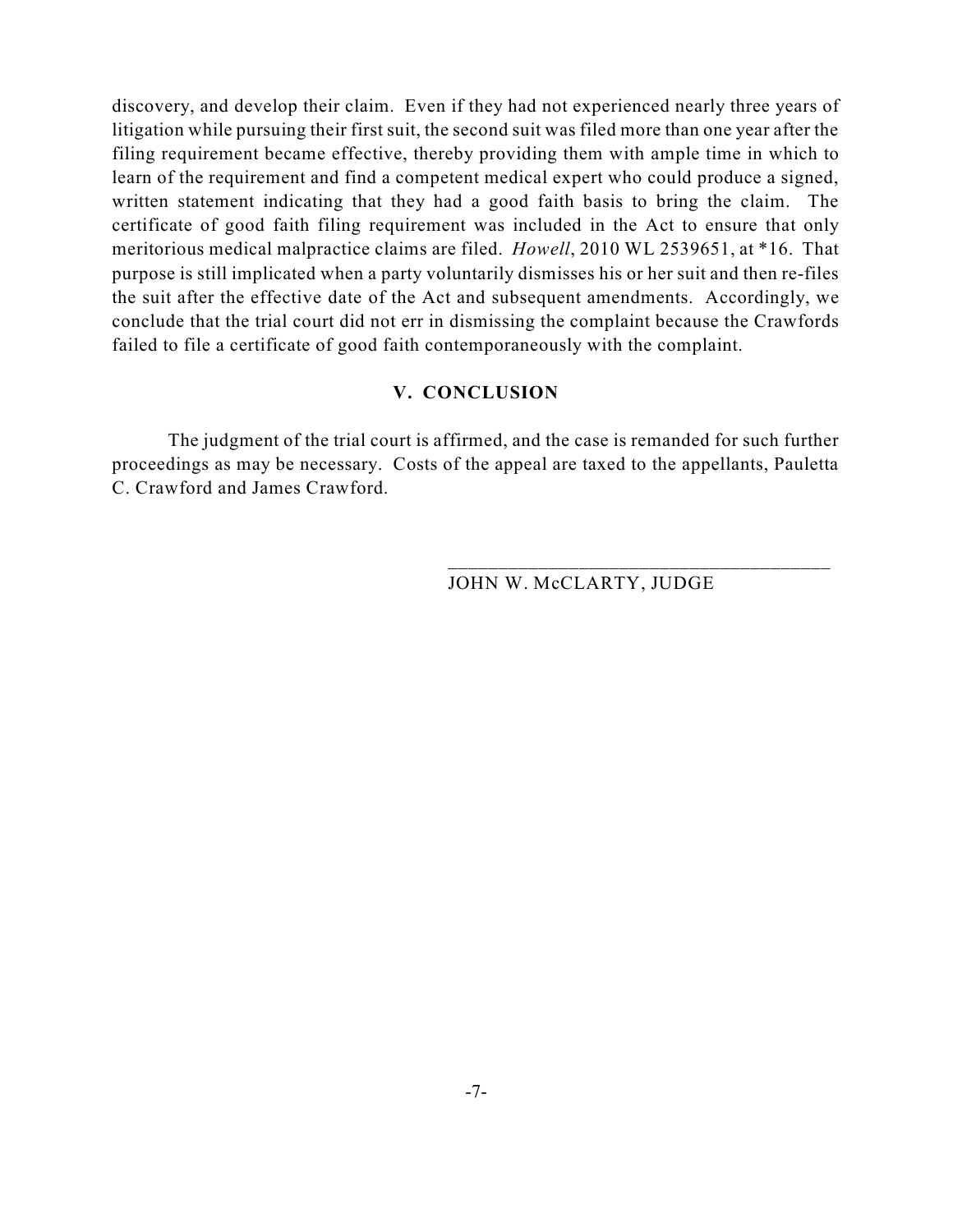discovery, and develop their claim. Even if they had not experienced nearly three years of litigation while pursuing their first suit, the second suit was filed more than one year after the filing requirement became effective, thereby providing them with ample time in which to learn of the requirement and find a competent medical expert who could produce a signed, written statement indicating that they had a good faith basis to bring the claim. The certificate of good faith filing requirement was included in the Act to ensure that only meritorious medical malpractice claims are filed. *Howell*, 2010 WL 2539651, at *16. That purpose is still implicated when a party voluntarily dismisses his or her suit and then re-files the suit after the effective date of the Act and subsequent amendments. Accordingly, we conclude that the trial court did not err in dismissing the complaint because the Crawfords failed to file a certificate of good faith contemporaneously with the complaint.

## V. CONCLUSION

The judgment of the trial court is affirmed, and the case is remanded for such further proceedings as may be necessary. Costs of the appeal are taxed to the appellants, Pauletta C. Crawford and James Crawford.

_________________________________________

JOHN W. McCLARTY, JUDGE